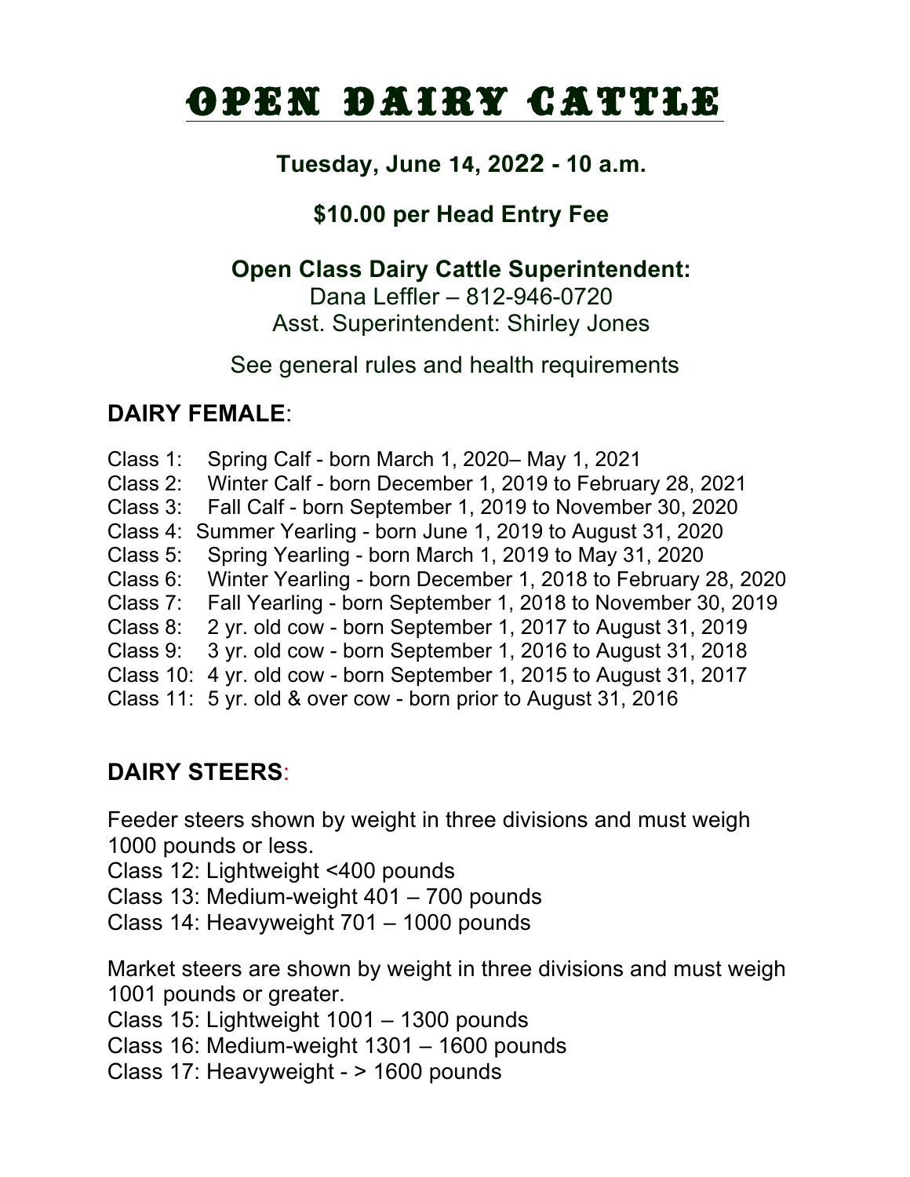# Open Dairy Cattle

**Tuesday, June 14, 2022 - 10 a.m.**

**$10.00 per Head Entry Fee**

**Open Class Dairy Cattle Superintendent:**
Dana Leffler – 812-946-0720
Asst. Superintendent: Shirley Jones

See general rules and health requirements

## DAIRY FEMALE:

Class 1: Spring Calf - born March 1, 2020– May 1, 2021
Class 2: Winter Calf - born December 1, 2019 to February 28, 2021
Class 3: Fall Calf - born September 1, 2019 to November 30, 2020
Class 4: Summer Yearling - born June 1, 2019 to August 31, 2020
Class 5: Spring Yearling - born March 1, 2019 to May 31, 2020
Class 6: Winter Yearling - born December 1, 2018 to February 28, 2020
Class 7: Fall Yearling - born September 1, 2018 to November 30, 2019
Class 8: 2 yr. old cow - born September 1, 2017 to August 31, 2019
Class 9: 3 yr. old cow - born September 1, 2016 to August 31, 2018
Class 10: 4 yr. old cow - born September 1, 2015 to August 31, 2017
Class 11: 5 yr. old & over cow - born prior to August 31, 2016

## DAIRY STEERS:

Feeder steers shown by weight in three divisions and must weigh 1000 pounds or less.
Class 12: Lightweight <400 pounds
Class 13: Medium-weight 401 – 700 pounds
Class 14: Heavyweight 701 – 1000 pounds

Market steers are shown by weight in three divisions and must weigh 1001 pounds or greater.
Class 15: Lightweight 1001 – 1300 pounds
Class 16: Medium-weight 1301 – 1600 pounds
Class 17: Heavyweight - > 1600 pounds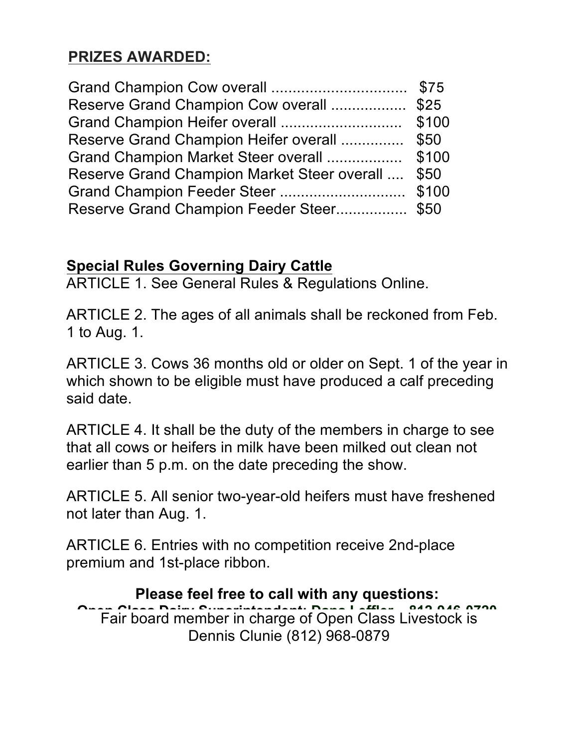## PRIZES AWARDED:

| | |
|---|---|
| Grand Champion Cow overall ................................ | $75 |
| Reserve Grand Champion Cow overall ................. | $25 |
| Grand Champion Heifer overall ............................ | $100 |
| Reserve Grand Champion Heifer overall .............. | $50 |
| Grand Champion Market Steer overall ................. | $100 |
| Reserve Grand Champion Market Steer overall .... | $50 |
| Grand Champion Feeder Steer ............................. | $100 |
| Reserve Grand Champion Feeder Steer................ | $50 |

## Special Rules Governing Dairy Cattle

ARTICLE 1. See General Rules & Regulations Online.

ARTICLE 2. The ages of all animals shall be reckoned from Feb. 1 to Aug. 1.

ARTICLE 3. Cows 36 months old or older on Sept. 1 of the year in which shown to be eligible must have produced a calf preceding said date.

ARTICLE 4. It shall be the duty of the members in charge to see that all cows or heifers in milk have been milked out clean not earlier than 5 p.m. on the date preceding the show.

ARTICLE 5. All senior two-year-old heifers must have freshened not later than Aug. 1.

ARTICLE 6. Entries with no competition receive 2nd-place premium and 1st-place ribbon.

**Please feel free to call with any questions:**

Open Class Dairy Superintendent: Dana Leffler – 812-946-0720

Fair board member in charge of Open Class Livestock is Dennis Clunie (812) 968-0879